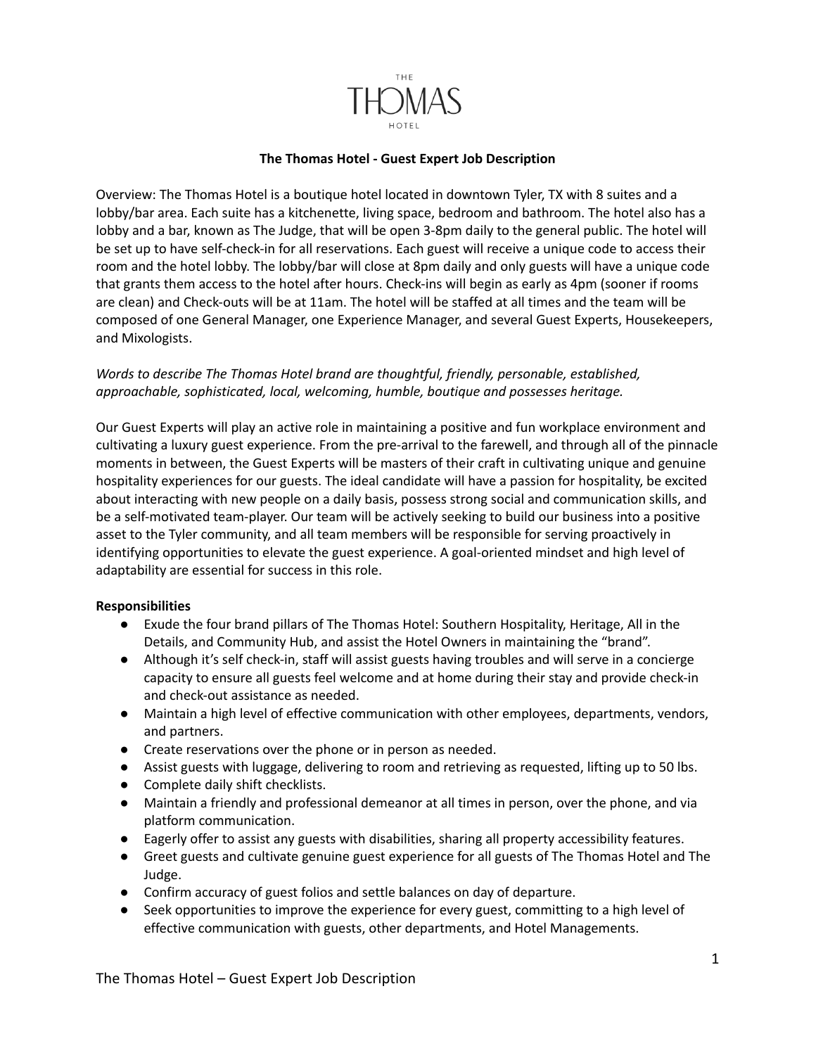THE THOMAS HOTEL

**The Thomas Hotel - Guest Expert Job Description**

Overview: The Thomas Hotel is a boutique hotel located in downtown Tyler, TX with 8 suites and a lobby/bar area. Each suite has a kitchenette, living space, bedroom and bathroom. The hotel also has a lobby and a bar, known as The Judge, that will be open 3-8pm daily to the general public. The hotel will be set up to have self-check-in for all reservations. Each guest will receive a unique code to access their room and the hotel lobby. The lobby/bar will close at 8pm daily and only guests will have a unique code that grants them access to the hotel after hours. Check-ins will begin as early as 4pm (sooner if rooms are clean) and Check-outs will be at 11am. The hotel will be staffed at all times and the team will be composed of one General Manager, one Experience Manager, and several Guest Experts, Housekeepers, and Mixologists.

*Words to describe The Thomas Hotel brand are thoughtful, friendly, personable, established, approachable, sophisticated, local, welcoming, humble, boutique and possesses heritage.*

Our Guest Experts will play an active role in maintaining a positive and fun workplace environment and cultivating a luxury guest experience. From the pre-arrival to the farewell, and through all of the pinnacle moments in between, the Guest Experts will be masters of their craft in cultivating unique and genuine hospitality experiences for our guests. The ideal candidate will have a passion for hospitality, be excited about interacting with new people on a daily basis, possess strong social and communication skills, and be a self-motivated team-player. Our team will be actively seeking to build our business into a positive asset to the Tyler community, and all team members will be responsible for serving proactively in identifying opportunities to elevate the guest experience. A goal-oriented mindset and high level of adaptability are essential for success in this role.

**Responsibilities**

- Exude the four brand pillars of The Thomas Hotel: Southern Hospitality, Heritage, All in the Details, and Community Hub, and assist the Hotel Owners in maintaining the "brand".
- Although it's self check-in, staff will assist guests having troubles and will serve in a concierge capacity to ensure all guests feel welcome and at home during their stay and provide check-in and check-out assistance as needed.
- Maintain a high level of effective communication with other employees, departments, vendors, and partners.
- Create reservations over the phone or in person as needed.
- Assist guests with luggage, delivering to room and retrieving as requested, lifting up to 50 lbs.
- Complete daily shift checklists.
- Maintain a friendly and professional demeanor at all times in person, over the phone, and via platform communication.
- Eagerly offer to assist any guests with disabilities, sharing all property accessibility features.
- Greet guests and cultivate genuine guest experience for all guests of The Thomas Hotel and The Judge.
- Confirm accuracy of guest folios and settle balances on day of departure.
- Seek opportunities to improve the experience for every guest, committing to a high level of effective communication with guests, other departments, and Hotel Managements.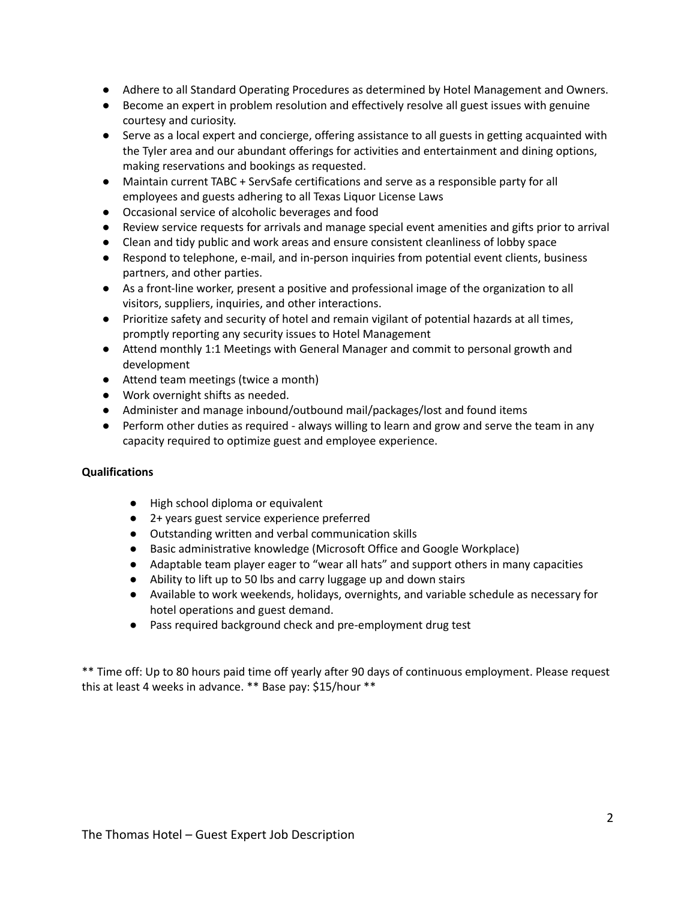- Adhere to all Standard Operating Procedures as determined by Hotel Management and Owners.
- Become an expert in problem resolution and effectively resolve all guest issues with genuine courtesy and curiosity.
- Serve as a local expert and concierge, offering assistance to all guests in getting acquainted with the Tyler area and our abundant offerings for activities and entertainment and dining options, making reservations and bookings as requested.
- Maintain current TABC + ServSafe certifications and serve as a responsible party for all employees and guests adhering to all Texas Liquor License Laws
- Occasional service of alcoholic beverages and food
- Review service requests for arrivals and manage special event amenities and gifts prior to arrival
- Clean and tidy public and work areas and ensure consistent cleanliness of lobby space
- Respond to telephone, e-mail, and in-person inquiries from potential event clients, business partners, and other parties.
- As a front-line worker, present a positive and professional image of the organization to all visitors, suppliers, inquiries, and other interactions.
- Prioritize safety and security of hotel and remain vigilant of potential hazards at all times, promptly reporting any security issues to Hotel Management
- Attend monthly 1:1 Meetings with General Manager and commit to personal growth and development
- Attend team meetings (twice a month)
- Work overnight shifts as needed.
- Administer and manage inbound/outbound mail/packages/lost and found items
- Perform other duties as required - always willing to learn and grow and serve the team in any capacity required to optimize guest and employee experience.

**Qualifications**

- High school diploma or equivalent
- 2+ years guest service experience preferred
- Outstanding written and verbal communication skills
- Basic administrative knowledge (Microsoft Office and Google Workplace)
- Adaptable team player eager to "wear all hats" and support others in many capacities
- Ability to lift up to 50 lbs and carry luggage up and down stairs
- Available to work weekends, holidays, overnights, and variable schedule as necessary for hotel operations and guest demand.
- Pass required background check and pre-employment drug test

** Time off: Up to 80 hours paid time off yearly after 90 days of continuous employment. Please request this at least 4 weeks in advance. ** Base pay: $15/hour **